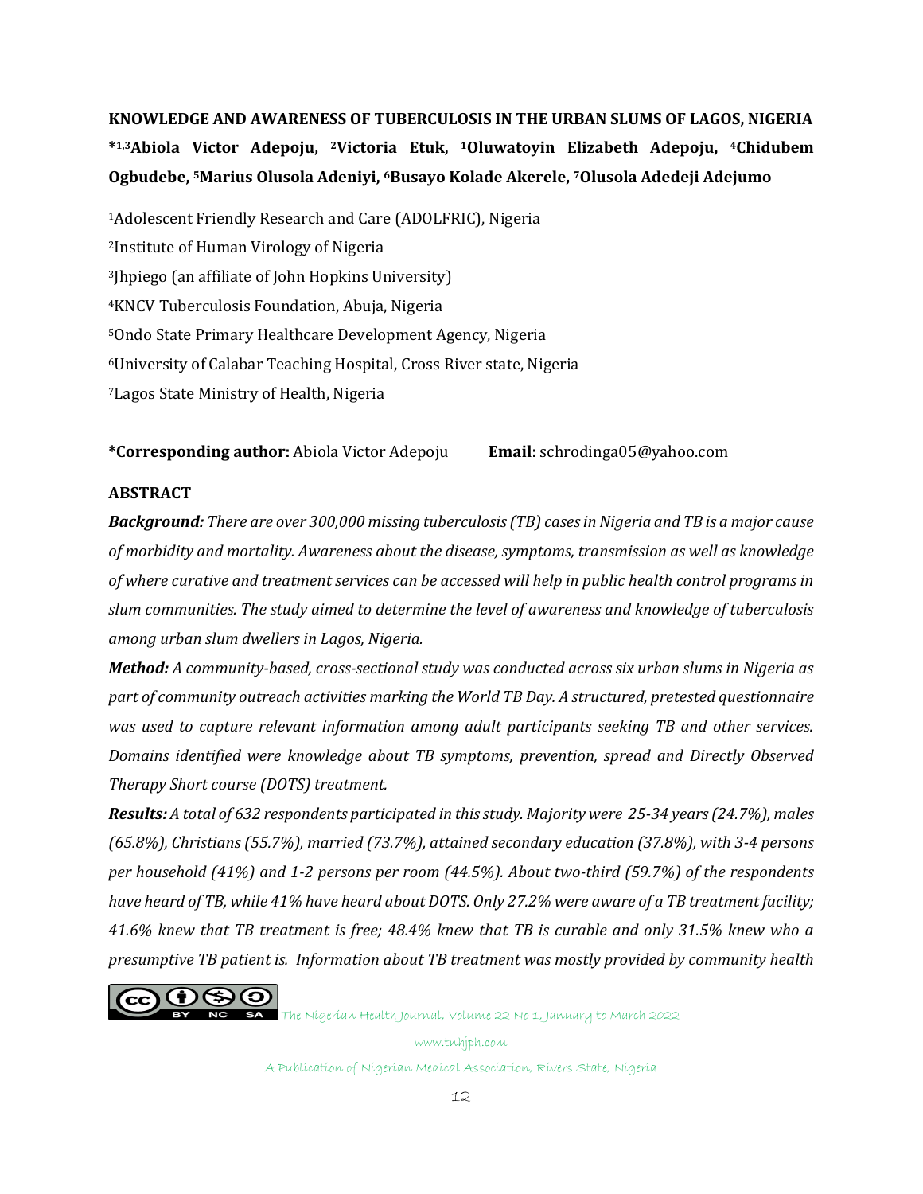# KNOWLEDGE AND AWARENESS OF TUBERCULOSIS IN THE URBAN SLUMS OF LAGOS, NIGERIA

**\*[1,3]Abiola Victor Adepoju, [2]Victoria Etuk, [1]Oluwatoyin Elizabeth Adepoju, [4]Chidubem Ogbudebe, [5]Marius Olusola Adeniyi, [6]Busayo Kolade Akerele, [7]Olusola Adedeji Adejumo**

[1]Adolescent Friendly Research and Care (ADOLFRIC), Nigeria

[2]Institute of Human Virology of Nigeria

[3]Jhpiego (an affiliate of John Hopkins University)

[4]KNCV Tuberculosis Foundation, Abuja, Nigeria

[5]Ondo State Primary Healthcare Development Agency, Nigeria

[6]University of Calabar Teaching Hospital, Cross River state, Nigeria

[7]Lagos State Ministry of Health, Nigeria

**\*Corresponding author:** Abiola Victor Adepoju **Email:** schrodinga05@yahoo.com

## ABSTRACT

***Background:*** *There are over 300,000 missing tuberculosis (TB) cases in Nigeria and TB is a major cause of morbidity and mortality. Awareness about the disease, symptoms, transmission as well as knowledge of where curative and treatment services can be accessed will help in public health control programs in slum communities. The study aimed to determine the level of awareness and knowledge of tuberculosis among urban slum dwellers in Lagos, Nigeria.*

***Method:*** *A community-based, cross-sectional study was conducted across six urban slums in Nigeria as part of community outreach activities marking the World TB Day. A structured, pretested questionnaire was used to capture relevant information among adult participants seeking TB and other services. Domains identified were knowledge about TB symptoms, prevention, spread and Directly Observed Therapy Short course (DOTS) treatment.*

***Results:*** *A total of 632 respondents participated in this study. Majority were 25-34 years (24.7%), males (65.8%), Christians (55.7%), married (73.7%), attained secondary education (37.8%), with 3-4 persons per household (41%) and 1-2 persons per room (44.5%). About two-third (59.7%) of the respondents have heard of TB, while 41% have heard about DOTS. Only 27.2% were aware of a TB treatment facility; 41.6% knew that TB treatment is free; 48.4% knew that TB is curable and only 31.5% knew who a presumptive TB patient is. Information about TB treatment was mostly provided by community health*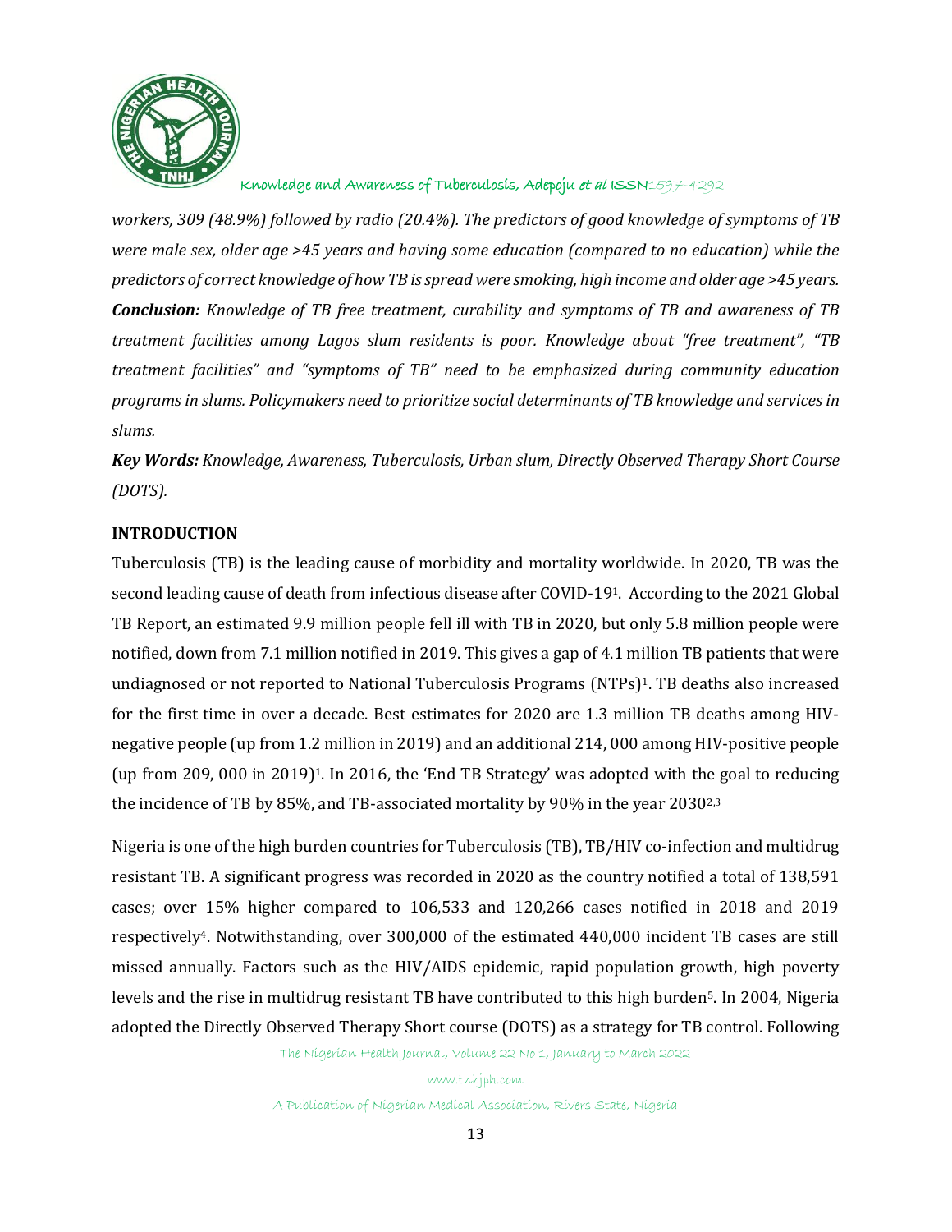*workers, 309 (48.9%) followed by radio (20.4%). The predictors of good knowledge of symptoms of TB were male sex, older age >45 years and having some education (compared to no education) while the predictors of correct knowledge of how TB is spread were smoking, high income and older age >45 years.*

***Conclusion:*** *Knowledge of TB free treatment, curability and symptoms of TB and awareness of TB treatment facilities among Lagos slum residents is poor. Knowledge about "free treatment", "TB treatment facilities" and "symptoms of TB" need to be emphasized during community education programs in slums. Policymakers need to prioritize social determinants of TB knowledge and services in slums.*

***Key Words:*** *Knowledge, Awareness, Tuberculosis, Urban slum, Directly Observed Therapy Short Course (DOTS).*

## INTRODUCTION

Tuberculosis (TB) is the leading cause of morbidity and mortality worldwide. In 2020, TB was the second leading cause of death from infectious disease after COVID-19[1]. According to the 2021 Global TB Report, an estimated 9.9 million people fell ill with TB in 2020, but only 5.8 million people were notified, down from 7.1 million notified in 2019. This gives a gap of 4.1 million TB patients that were undiagnosed or not reported to National Tuberculosis Programs (NTPs)[1]. TB deaths also increased for the first time in over a decade. Best estimates for 2020 are 1.3 million TB deaths among HIV-negative people (up from 1.2 million in 2019) and an additional 214, 000 among HIV-positive people (up from 209, 000 in 2019)[1]. In 2016, the 'End TB Strategy' was adopted with the goal to reducing the incidence of TB by 85%, and TB-associated mortality by 90% in the year 2030[2,3]

Nigeria is one of the high burden countries for Tuberculosis (TB), TB/HIV co-infection and multidrug resistant TB. A significant progress was recorded in 2020 as the country notified a total of 138,591 cases; over 15% higher compared to 106,533 and 120,266 cases notified in 2018 and 2019 respectively[4]. Notwithstanding, over 300,000 of the estimated 440,000 incident TB cases are still missed annually. Factors such as the HIV/AIDS epidemic, rapid population growth, high poverty levels and the rise in multidrug resistant TB have contributed to this high burden[5]. In 2004, Nigeria adopted the Directly Observed Therapy Short course (DOTS) as a strategy for TB control. Following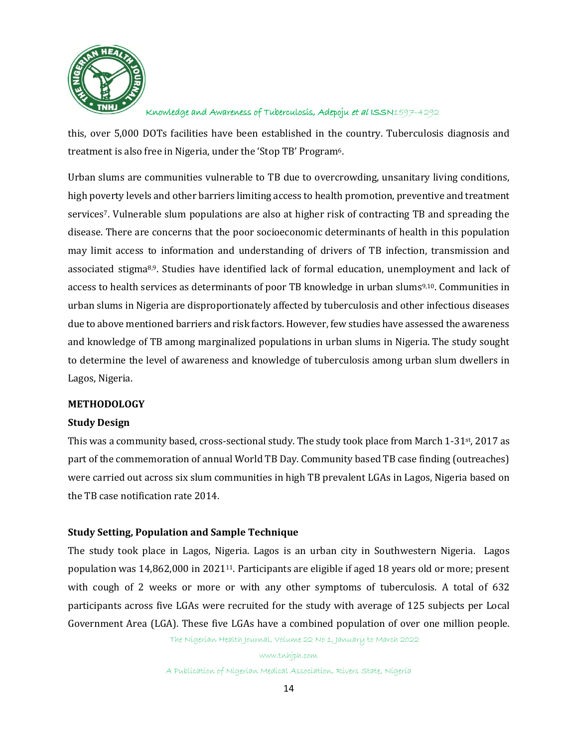this, over 5,000 DOTs facilities have been established in the country. Tuberculosis diagnosis and treatment is also free in Nigeria, under the 'Stop TB' Program[6].

Urban slums are communities vulnerable to TB due to overcrowding, unsanitary living conditions, high poverty levels and other barriers limiting access to health promotion, preventive and treatment services[7]. Vulnerable slum populations are also at higher risk of contracting TB and spreading the disease. There are concerns that the poor socioeconomic determinants of health in this population may limit access to information and understanding of drivers of TB infection, transmission and associated stigma[8,9]. Studies have identified lack of formal education, unemployment and lack of access to health services as determinants of poor TB knowledge in urban slums[9,10]. Communities in urban slums in Nigeria are disproportionately affected by tuberculosis and other infectious diseases due to above mentioned barriers and risk factors. However, few studies have assessed the awareness and knowledge of TB among marginalized populations in urban slums in Nigeria. The study sought to determine the level of awareness and knowledge of tuberculosis among urban slum dwellers in Lagos, Nigeria.

## METHODOLOGY

### Study Design

This was a community based, cross-sectional study. The study took place from March 1-31st, 2017 as part of the commemoration of annual World TB Day. Community based TB case finding (outreaches) were carried out across six slum communities in high TB prevalent LGAs in Lagos, Nigeria based on the TB case notification rate 2014.

### Study Setting, Population and Sample Technique

The study took place in Lagos, Nigeria. Lagos is an urban city in Southwestern Nigeria. Lagos population was 14,862,000 in 2021[11]. Participants are eligible if aged 18 years old or more; present with cough of 2 weeks or more or with any other symptoms of tuberculosis. A total of 632 participants across five LGAs were recruited for the study with average of 125 subjects per Local Government Area (LGA). These five LGAs have a combined population of over one million people.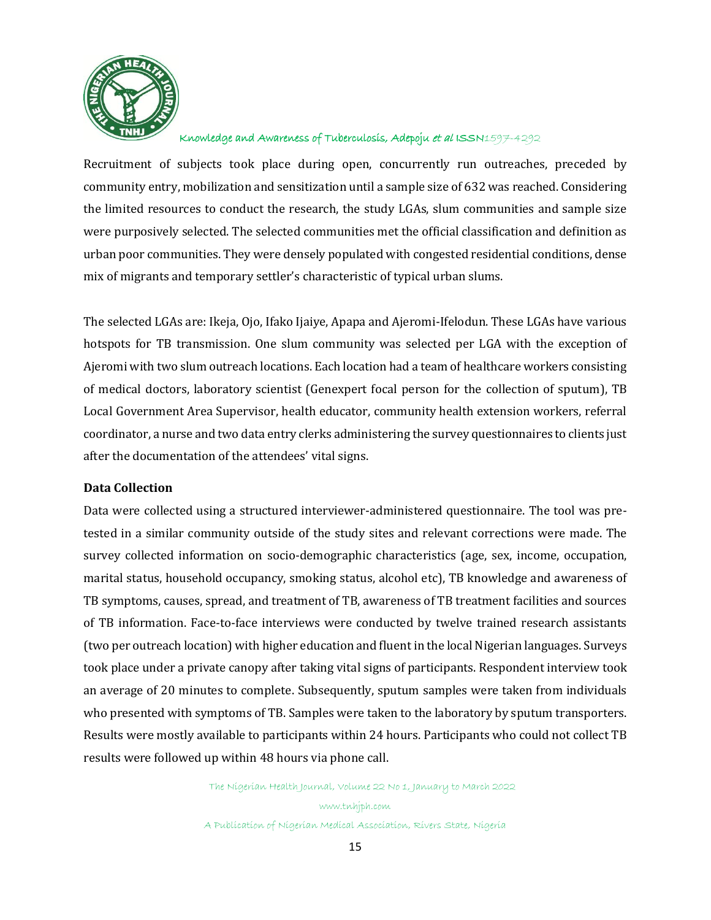Recruitment of subjects took place during open, concurrently run outreaches, preceded by community entry, mobilization and sensitization until a sample size of 632 was reached. Considering the limited resources to conduct the research, the study LGAs, slum communities and sample size were purposively selected. The selected communities met the official classification and definition as urban poor communities. They were densely populated with congested residential conditions, dense mix of migrants and temporary settler's characteristic of typical urban slums.

The selected LGAs are: Ikeja, Ojo, Ifako Ijaiye, Apapa and Ajeromi-Ifelodun. These LGAs have various hotspots for TB transmission. One slum community was selected per LGA with the exception of Ajeromi with two slum outreach locations. Each location had a team of healthcare workers consisting of medical doctors, laboratory scientist (Genexpert focal person for the collection of sputum), TB Local Government Area Supervisor, health educator, community health extension workers, referral coordinator, a nurse and two data entry clerks administering the survey questionnaires to clients just after the documentation of the attendees' vital signs.

**Data Collection**

Data were collected using a structured interviewer-administered questionnaire. The tool was pre-tested in a similar community outside of the study sites and relevant corrections were made. The survey collected information on socio-demographic characteristics (age, sex, income, occupation, marital status, household occupancy, smoking status, alcohol etc), TB knowledge and awareness of TB symptoms, causes, spread, and treatment of TB, awareness of TB treatment facilities and sources of TB information. Face-to-face interviews were conducted by twelve trained research assistants (two per outreach location) with higher education and fluent in the local Nigerian languages. Surveys took place under a private canopy after taking vital signs of participants. Respondent interview took an average of 20 minutes to complete. Subsequently, sputum samples were taken from individuals who presented with symptoms of TB. Samples were taken to the laboratory by sputum transporters. Results were mostly available to participants within 24 hours. Participants who could not collect TB results were followed up within 48 hours via phone call.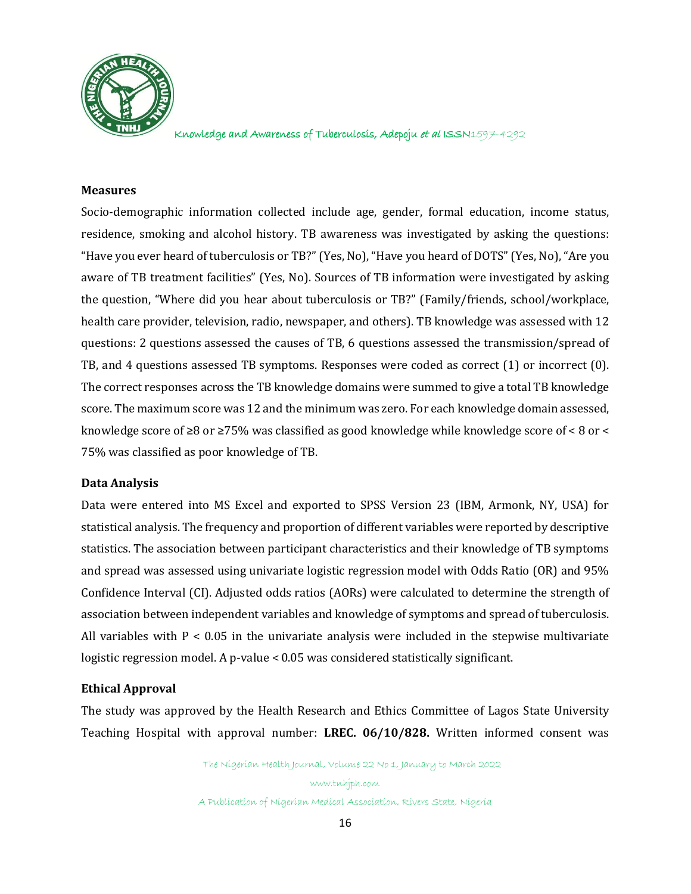## Measures

Socio-demographic information collected include age, gender, formal education, income status, residence, smoking and alcohol history. TB awareness was investigated by asking the questions: "Have you ever heard of tuberculosis or TB?" (Yes, No), "Have you heard of DOTS" (Yes, No), "Are you aware of TB treatment facilities" (Yes, No). Sources of TB information were investigated by asking the question, "Where did you hear about tuberculosis or TB?" (Family/friends, school/workplace, health care provider, television, radio, newspaper, and others). TB knowledge was assessed with 12 questions: 2 questions assessed the causes of TB, 6 questions assessed the transmission/spread of TB, and 4 questions assessed TB symptoms. Responses were coded as correct (1) or incorrect (0). The correct responses across the TB knowledge domains were summed to give a total TB knowledge score. The maximum score was 12 and the minimum was zero. For each knowledge domain assessed, knowledge score of ≥8 or ≥75% was classified as good knowledge while knowledge score of < 8 or < 75% was classified as poor knowledge of TB.

## Data Analysis

Data were entered into MS Excel and exported to SPSS Version 23 (IBM, Armonk, NY, USA) for statistical analysis. The frequency and proportion of different variables were reported by descriptive statistics. The association between participant characteristics and their knowledge of TB symptoms and spread was assessed using univariate logistic regression model with Odds Ratio (OR) and 95% Confidence Interval (CI). Adjusted odds ratios (AORs) were calculated to determine the strength of association between independent variables and knowledge of symptoms and spread of tuberculosis. All variables with $P < 0.05$ in the univariate analysis were included in the stepwise multivariate logistic regression model. A p-value $< 0.05$ was considered statistically significant.

## Ethical Approval

The study was approved by the Health Research and Ethics Committee of Lagos State University Teaching Hospital with approval number: **LREC. 06/10/828.** Written informed consent was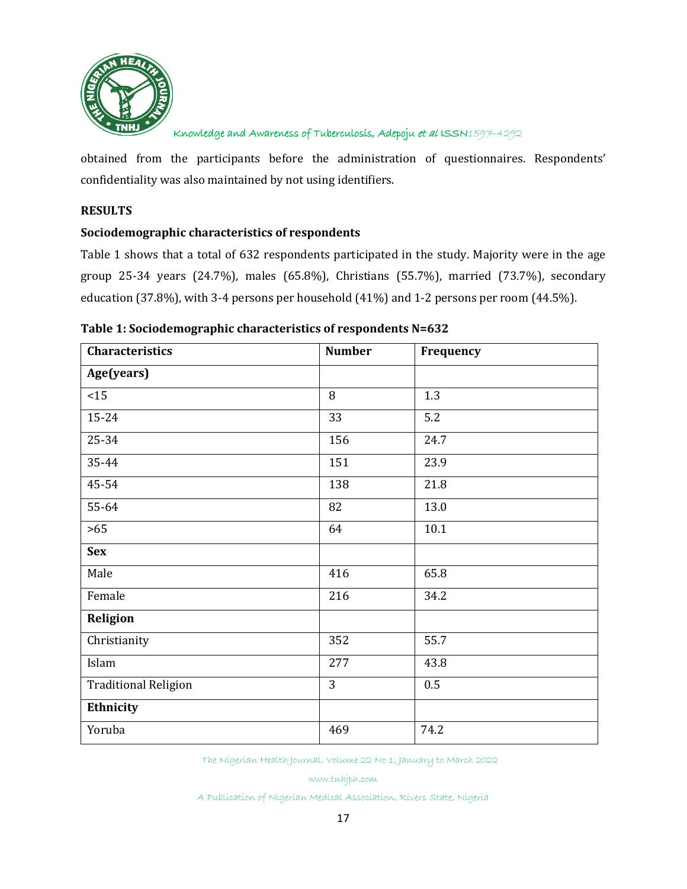obtained from the participants before the administration of questionnaires. Respondents' confidentiality was also maintained by not using identifiers.

## RESULTS

### Sociodemographic characteristics of respondents

Table 1 shows that a total of 632 respondents participated in the study. Majority were in the age group 25-34 years (24.7%), males (65.8%), Christians (55.7%), married (73.7%), secondary education (37.8%), with 3-4 persons per household (41%) and 1-2 persons per room (44.5%).

**Table 1: Sociodemographic characteristics of respondents N=632**

| Characteristics | Number | Frequency |
|---|---|---|
| **Age(years)** | | |
| <15 | 8 | 1.3 |
| 15-24 | 33 | 5.2 |
| 25-34 | 156 | 24.7 |
| 35-44 | 151 | 23.9 |
| 45-54 | 138 | 21.8 |
| 55-64 | 82 | 13.0 |
| >65 | 64 | 10.1 |
| **Sex** | | |
| Male | 416 | 65.8 |
| Female | 216 | 34.2 |
| **Religion** | | |
| Christianity | 352 | 55.7 |
| Islam | 277 | 43.8 |
| Traditional Religion | 3 | 0.5 |
| **Ethnicity** | | |
| Yoruba | 469 | 74.2 |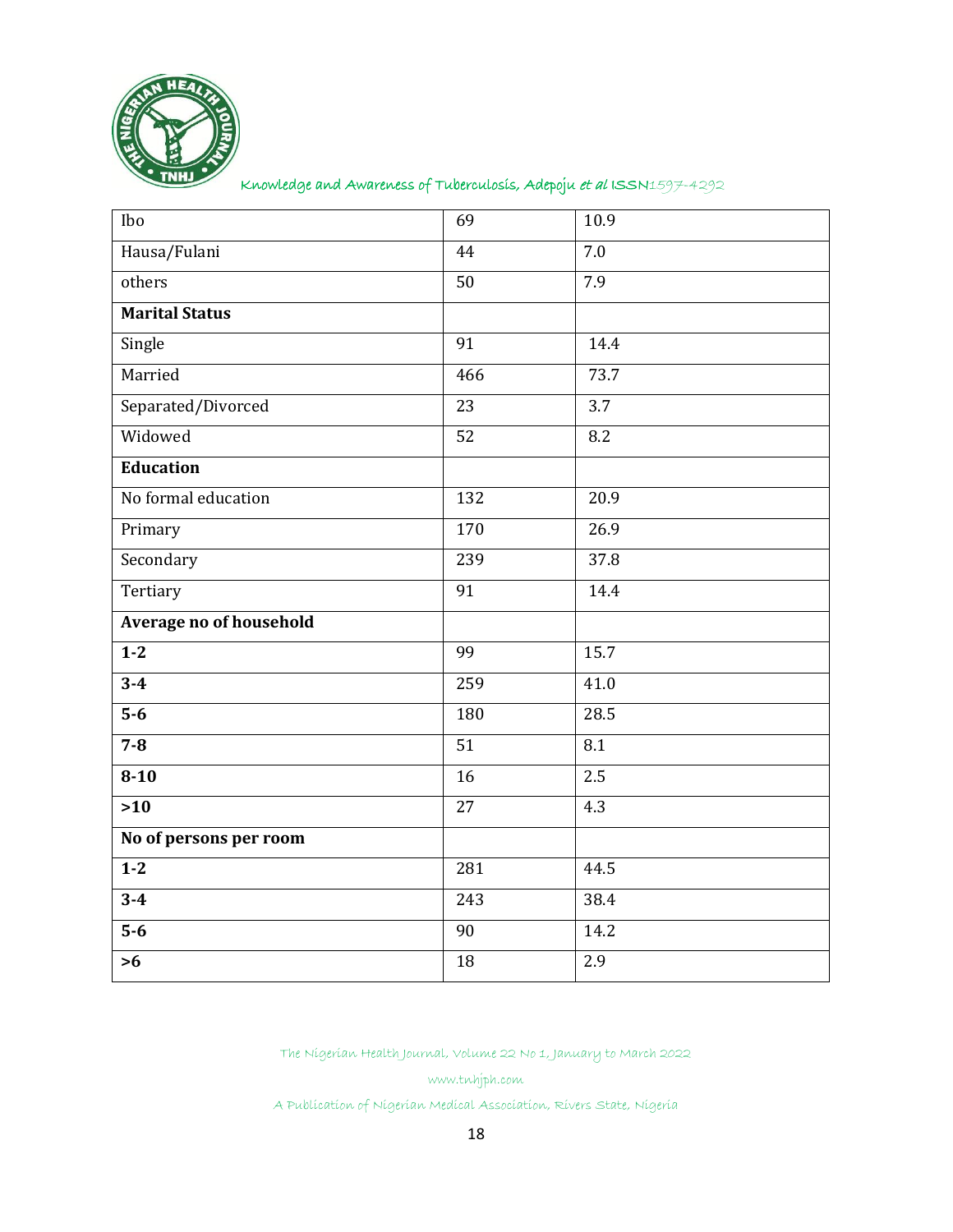| | | |
|---|---|---|
| Ibo | 69 | 10.9 |
| Hausa/Fulani | 44 | 7.0 |
| others | 50 | 7.9 |
| **Marital Status** | | |
| Single | 91 | 14.4 |
| Married | 466 | 73.7 |
| Separated/Divorced | 23 | 3.7 |
| Widowed | 52 | 8.2 |
| **Education** | | |
| No formal education | 132 | 20.9 |
| Primary | 170 | 26.9 |
| Secondary | 239 | 37.8 |
| Tertiary | 91 | 14.4 |
| **Average no of household** | | |
| **1-2** | 99 | 15.7 |
| **3-4** | 259 | 41.0 |
| **5-6** | 180 | 28.5 |
| **7-8** | 51 | 8.1 |
| **8-10** | 16 | 2.5 |
| **>10** | 27 | 4.3 |
| **No of persons per room** | | |
| **1-2** | 281 | 44.5 |
| **3-4** | 243 | 38.4 |
| **5-6** | 90 | 14.2 |
| **>6** | 18 | 2.9 |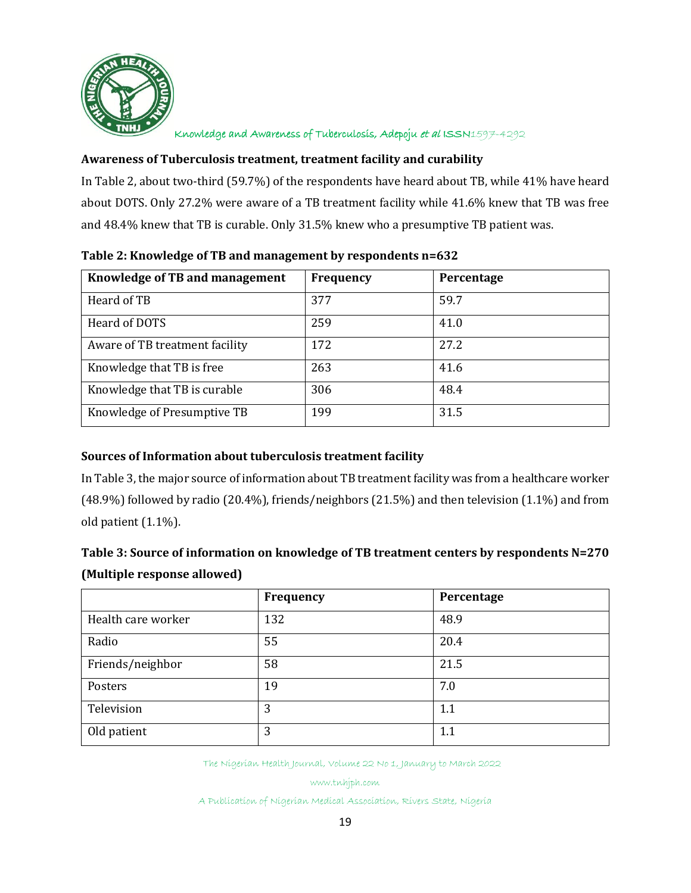### Awareness of Tuberculosis treatment, treatment facility and curability

In Table 2, about two-third (59.7%) of the respondents have heard about TB, while 41% have heard about DOTS. Only 27.2% were aware of a TB treatment facility while 41.6% knew that TB was free and 48.4% knew that TB is curable. Only 31.5% knew who a presumptive TB patient was.

**Table 2: Knowledge of TB and management by respondents n=632**

| Knowledge of TB and management | Frequency | Percentage |
|---|---|---|
| Heard of TB | 377 | 59.7 |
| Heard of DOTS | 259 | 41.0 |
| Aware of TB treatment facility | 172 | 27.2 |
| Knowledge that TB is free | 263 | 41.6 |
| Knowledge that TB is curable | 306 | 48.4 |
| Knowledge of Presumptive TB | 199 | 31.5 |

### Sources of Information about tuberculosis treatment facility

In Table 3, the major source of information about TB treatment facility was from a healthcare worker (48.9%) followed by radio (20.4%), friends/neighbors (21.5%) and then television (1.1%) and from old patient (1.1%).

**Table 3: Source of information on knowledge of TB treatment centers by respondents N=270 (Multiple response allowed)**

| | Frequency | Percentage |
|---|---|---|
| Health care worker | 132 | 48.9 |
| Radio | 55 | 20.4 |
| Friends/neighbor | 58 | 21.5 |
| Posters | 19 | 7.0 |
| Television | 3 | 1.1 |
| Old patient | 3 | 1.1 |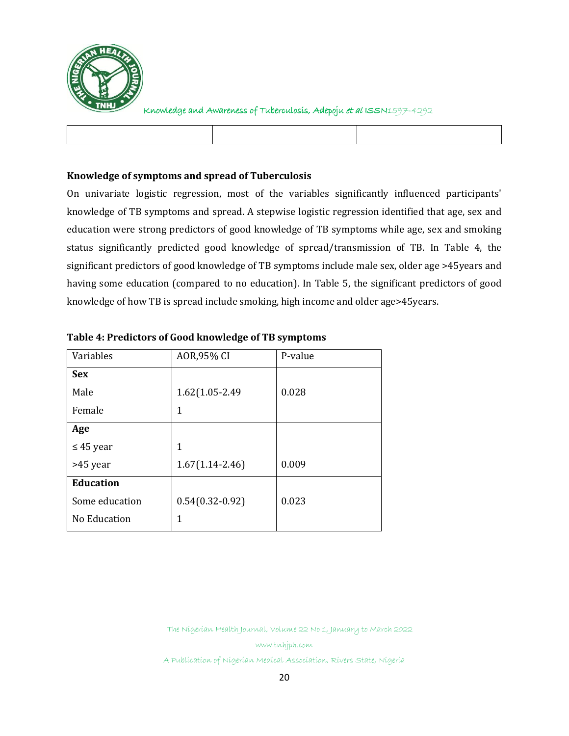| | | |
|---|---|---|
| | | |

**Knowledge of symptoms and spread of Tuberculosis**

On univariate logistic regression, most of the variables significantly influenced participants' knowledge of TB symptoms and spread. A stepwise logistic regression identified that age, sex and education were strong predictors of good knowledge of TB symptoms while age, sex and smoking status significantly predicted good knowledge of spread/transmission of TB. In Table 4, the significant predictors of good knowledge of TB symptoms include male sex, older age >45years and having some education (compared to no education). In Table 5, the significant predictors of good knowledge of how TB is spread include smoking, high income and older age>45years.

**Table 4: Predictors of Good knowledge of TB symptoms**

| Variables | AOR,95% CI | P-value |
|---|---|---|
| **Sex** | | |
| Male | 1.62(1.05-2.49 | 0.028 |
| Female | 1 | |
| **Age** | | |
| ≤ 45 year | 1 | |
| >45 year | 1.67(1.14-2.46) | 0.009 |
| **Education** | | |
| Some education | 0.54(0.32-0.92) | 0.023 |
| No Education | 1 | |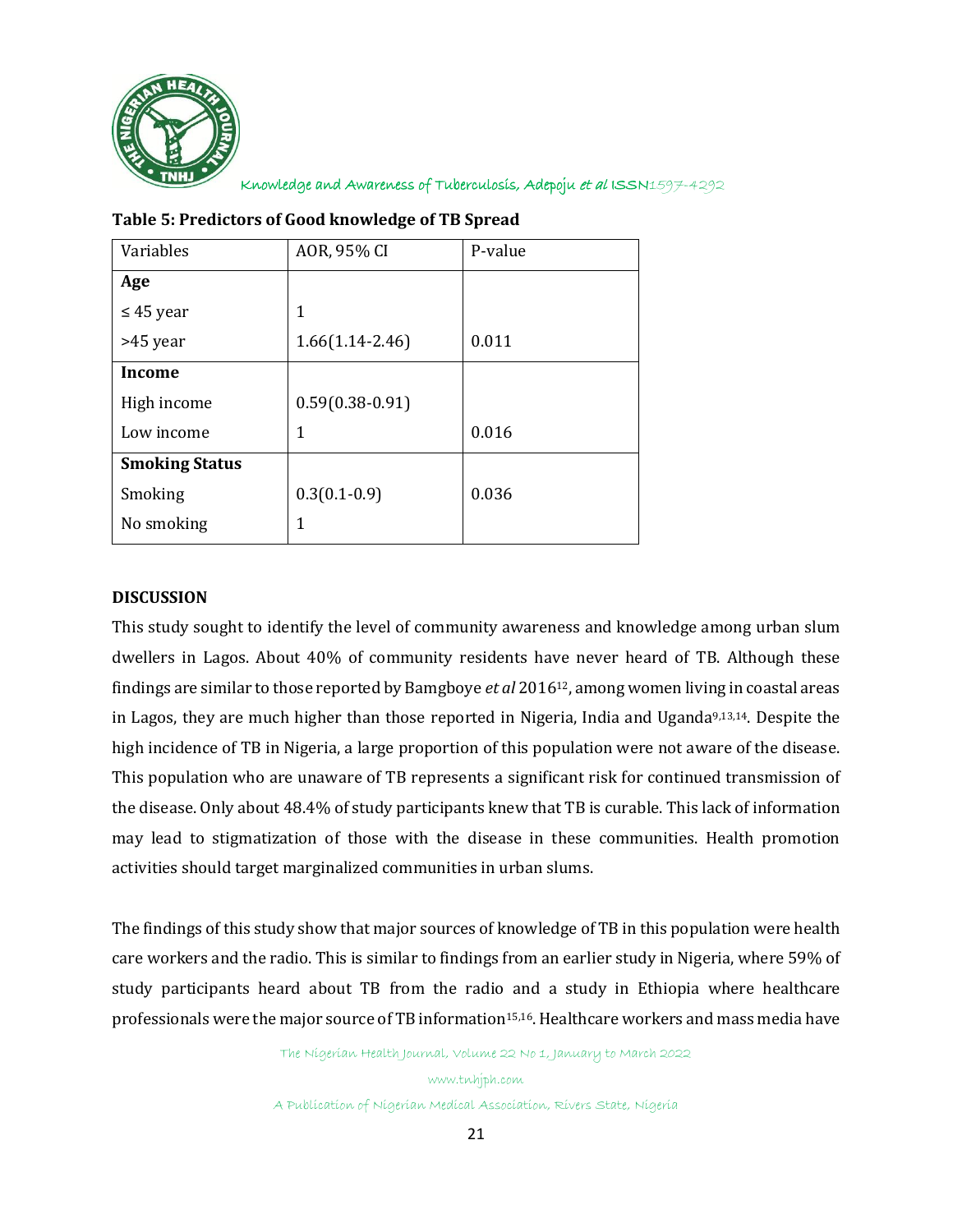**Table 5: Predictors of Good knowledge of TB Spread**

| Variables | AOR, 95% CI | P-value |
|---|---|---|
| **Age** | | |
| ≤ 45 year | 1 | |
| >45 year | 1.66(1.14-2.46) | 0.011 |
| **Income** | | |
| High income | 0.59(0.38-0.91) | |
| Low income | 1 | 0.016 |
| **Smoking Status** | | |
| Smoking | 0.3(0.1-0.9) | 0.036 |
| No smoking | 1 | |

## DISCUSSION

This study sought to identify the level of community awareness and knowledge among urban slum dwellers in Lagos. About 40% of community residents have never heard of TB. Although these findings are similar to those reported by Bamgboye *et al* 2016[12], among women living in coastal areas in Lagos, they are much higher than those reported in Nigeria, India and Uganda[9,13,14]. Despite the high incidence of TB in Nigeria, a large proportion of this population were not aware of the disease. This population who are unaware of TB represents a significant risk for continued transmission of the disease. Only about 48.4% of study participants knew that TB is curable. This lack of information may lead to stigmatization of those with the disease in these communities. Health promotion activities should target marginalized communities in urban slums.

The findings of this study show that major sources of knowledge of TB in this population were health care workers and the radio. This is similar to findings from an earlier study in Nigeria, where 59% of study participants heard about TB from the radio and a study in Ethiopia where healthcare professionals were the major source of TB information[15,16]. Healthcare workers and mass media have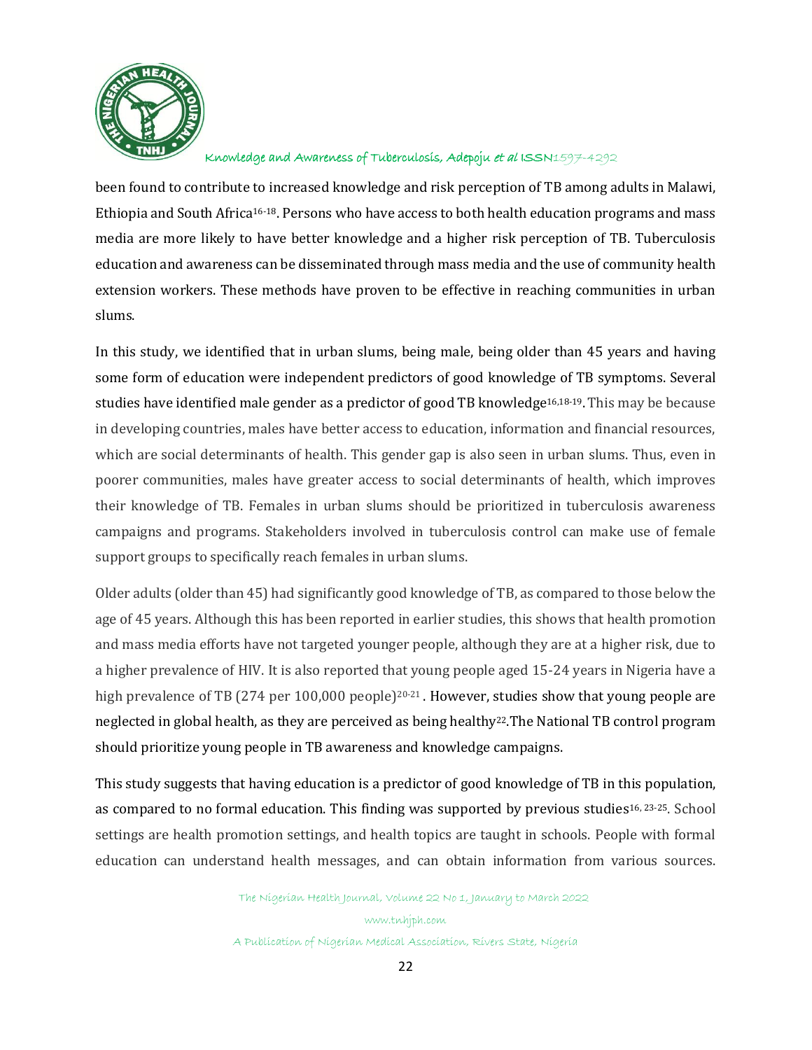been found to contribute to increased knowledge and risk perception of TB among adults in Malawi, Ethiopia and South Africa[16-18]. Persons who have access to both health education programs and mass media are more likely to have better knowledge and a higher risk perception of TB. Tuberculosis education and awareness can be disseminated through mass media and the use of community health extension workers. These methods have proven to be effective in reaching communities in urban slums.

In this study, we identified that in urban slums, being male, being older than 45 years and having some form of education were independent predictors of good knowledge of TB symptoms. Several studies have identified male gender as a predictor of good TB knowledge[16,18-19]. This may be because in developing countries, males have better access to education, information and financial resources, which are social determinants of health. This gender gap is also seen in urban slums. Thus, even in poorer communities, males have greater access to social determinants of health, which improves their knowledge of TB. Females in urban slums should be prioritized in tuberculosis awareness campaigns and programs. Stakeholders involved in tuberculosis control can make use of female support groups to specifically reach females in urban slums.

Older adults (older than 45) had significantly good knowledge of TB, as compared to those below the age of 45 years. Although this has been reported in earlier studies, this shows that health promotion and mass media efforts have not targeted younger people, although they are at a higher risk, due to a higher prevalence of HIV. It is also reported that young people aged 15-24 years in Nigeria have a high prevalence of TB (274 per 100,000 people)[20-21] . However, studies show that young people are neglected in global health, as they are perceived as being healthy[22].The National TB control program should prioritize young people in TB awareness and knowledge campaigns.

This study suggests that having education is a predictor of good knowledge of TB in this population, as compared to no formal education. This finding was supported by previous studies[16, 23-25]. School settings are health promotion settings, and health topics are taught in schools. People with formal education can understand health messages, and can obtain information from various sources.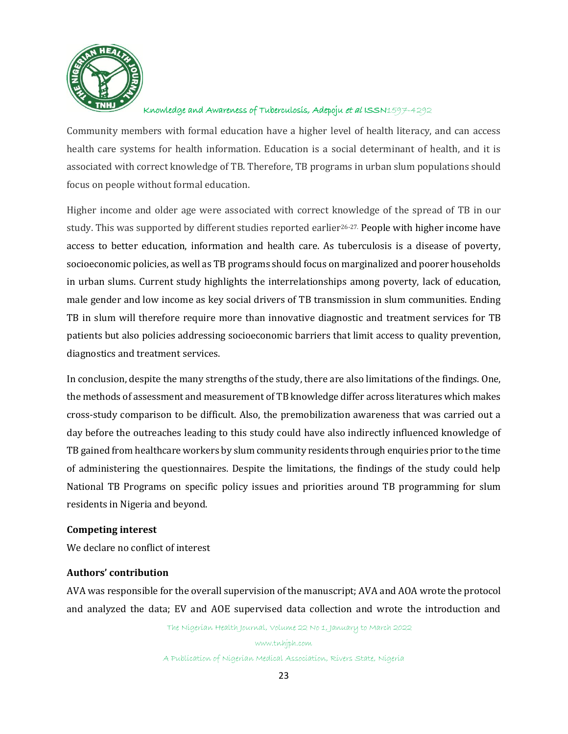Community members with formal education have a higher level of health literacy, and can access health care systems for health information. Education is a social determinant of health, and it is associated with correct knowledge of TB. Therefore, TB programs in urban slum populations should focus on people without formal education.

Higher income and older age were associated with correct knowledge of the spread of TB in our study. This was supported by different studies reported earlier[26-27]. People with higher income have access to better education, information and health care. As tuberculosis is a disease of poverty, socioeconomic policies, as well as TB programs should focus on marginalized and poorer households in urban slums. Current study highlights the interrelationships among poverty, lack of education, male gender and low income as key social drivers of TB transmission in slum communities. Ending TB in slum will therefore require more than innovative diagnostic and treatment services for TB patients but also policies addressing socioeconomic barriers that limit access to quality prevention, diagnostics and treatment services.

In conclusion, despite the many strengths of the study, there are also limitations of the findings. One, the methods of assessment and measurement of TB knowledge differ across literatures which makes cross-study comparison to be difficult. Also, the premobilization awareness that was carried out a day before the outreaches leading to this study could have also indirectly influenced knowledge of TB gained from healthcare workers by slum community residents through enquiries prior to the time of administering the questionnaires. Despite the limitations, the findings of the study could help National TB Programs on specific policy issues and priorities around TB programming for slum residents in Nigeria and beyond.

**Competing interest**

We declare no conflict of interest

**Authors' contribution**

AVA was responsible for the overall supervision of the manuscript; AVA and AOA wrote the protocol and analyzed the data; EV and AOE supervised data collection and wrote the introduction and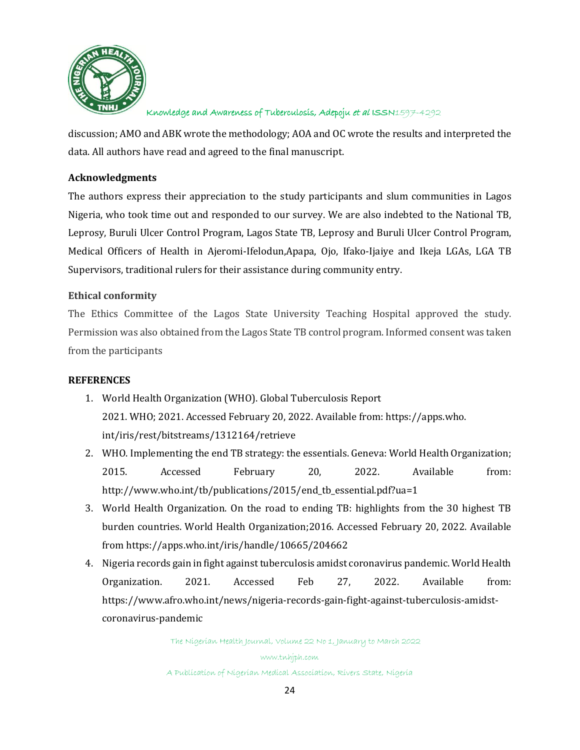discussion; AMO and ABK wrote the methodology; AOA and OC wrote the results and interpreted the data. All authors have read and agreed to the final manuscript.

## Acknowledgments

The authors express their appreciation to the study participants and slum communities in Lagos Nigeria, who took time out and responded to our survey. We are also indebted to the National TB, Leprosy, Buruli Ulcer Control Program, Lagos State TB, Leprosy and Buruli Ulcer Control Program, Medical Officers of Health in Ajeromi-Ifelodun,Apapa, Ojo, Ifako-Ijaiye and Ikeja LGAs, LGA TB Supervisors, traditional rulers for their assistance during community entry.

## Ethical conformity

The Ethics Committee of the Lagos State University Teaching Hospital approved the study. Permission was also obtained from the Lagos State TB control program. Informed consent was taken from the participants

## REFERENCES

1. World Health Organization (WHO). Global Tuberculosis Report 2021. WHO; 2021. Accessed February 20, 2022. Available from: https://apps.who.int/iris/rest/bitstreams/1312164/retrieve
2. WHO. Implementing the end TB strategy: the essentials. Geneva: World Health Organization; 2015. Accessed February 20, 2022. Available from: http://www.who.int/tb/publications/2015/end_tb_essential.pdf?ua=1
3. World Health Organization. On the road to ending TB: highlights from the 30 highest TB burden countries. World Health Organization;2016. Accessed February 20, 2022. Available from https://apps.who.int/iris/handle/10665/204662
4. Nigeria records gain in fight against tuberculosis amidst coronavirus pandemic. World Health Organization. 2021. Accessed Feb 27, 2022. Available from: https://www.afro.who.int/news/nigeria-records-gain-fight-against-tuberculosis-amidst-coronavirus-pandemic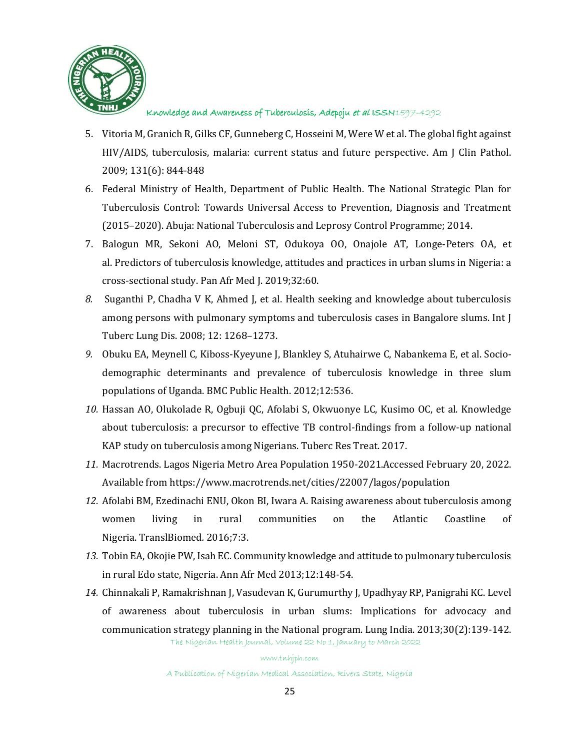5. Vitoria M, Granich R, Gilks CF, Gunneberg C, Hosseini M, Were W et al. The global fight against HIV/AIDS, tuberculosis, malaria: current status and future perspective. Am J Clin Pathol. 2009; 131(6): 844-848
6. Federal Ministry of Health, Department of Public Health. The National Strategic Plan for Tuberculosis Control: Towards Universal Access to Prevention, Diagnosis and Treatment (2015–2020). Abuja: National Tuberculosis and Leprosy Control Programme; 2014.
7. Balogun MR, Sekoni AO, Meloni ST, Odukoya OO, Onajole AT, Longe-Peters OA, et al. Predictors of tuberculosis knowledge, attitudes and practices in urban slums in Nigeria: a cross-sectional study. Pan Afr Med J. 2019;32:60.
8. Suganthi P, Chadha V K, Ahmed J, et al. Health seeking and knowledge about tuberculosis among persons with pulmonary symptoms and tuberculosis cases in Bangalore slums. Int J Tuberc Lung Dis. 2008; 12: 1268–1273.
9. Obuku EA, Meynell C, Kiboss-Kyeyune J, Blankley S, Atuhairwe C, Nabankema E, et al. Socio-demographic determinants and prevalence of tuberculosis knowledge in three slum populations of Uganda. BMC Public Health. 2012;12:536.
10. Hassan AO, Olukolade R, Ogbuji QC, Afolabi S, Okwuonye LC, Kusimo OC, et al. Knowledge about tuberculosis: a precursor to effective TB control-findings from a follow-up national KAP study on tuberculosis among Nigerians. Tuberc Res Treat. 2017.
11. Macrotrends. Lagos Nigeria Metro Area Population 1950-2021.Accessed February 20, 2022. Available from https://www.macrotrends.net/cities/22007/lagos/population
12. Afolabi BM, Ezedinachi ENU, Okon BI, Iwara A. Raising awareness about tuberculosis among women living in rural communities on the Atlantic Coastline of Nigeria. TranslBiomed. 2016;7:3.
13. Tobin EA, Okojie PW, Isah EC. Community knowledge and attitude to pulmonary tuberculosis in rural Edo state, Nigeria. Ann Afr Med 2013;12:148-54.
14. Chinnakali P, Ramakrishnan J, Vasudevan K, Gurumurthy J, Upadhyay RP, Panigrahi KC. Level of awareness about tuberculosis in urban slums: Implications for advocacy and communication strategy planning in the National program. Lung India. 2013;30(2):139-142.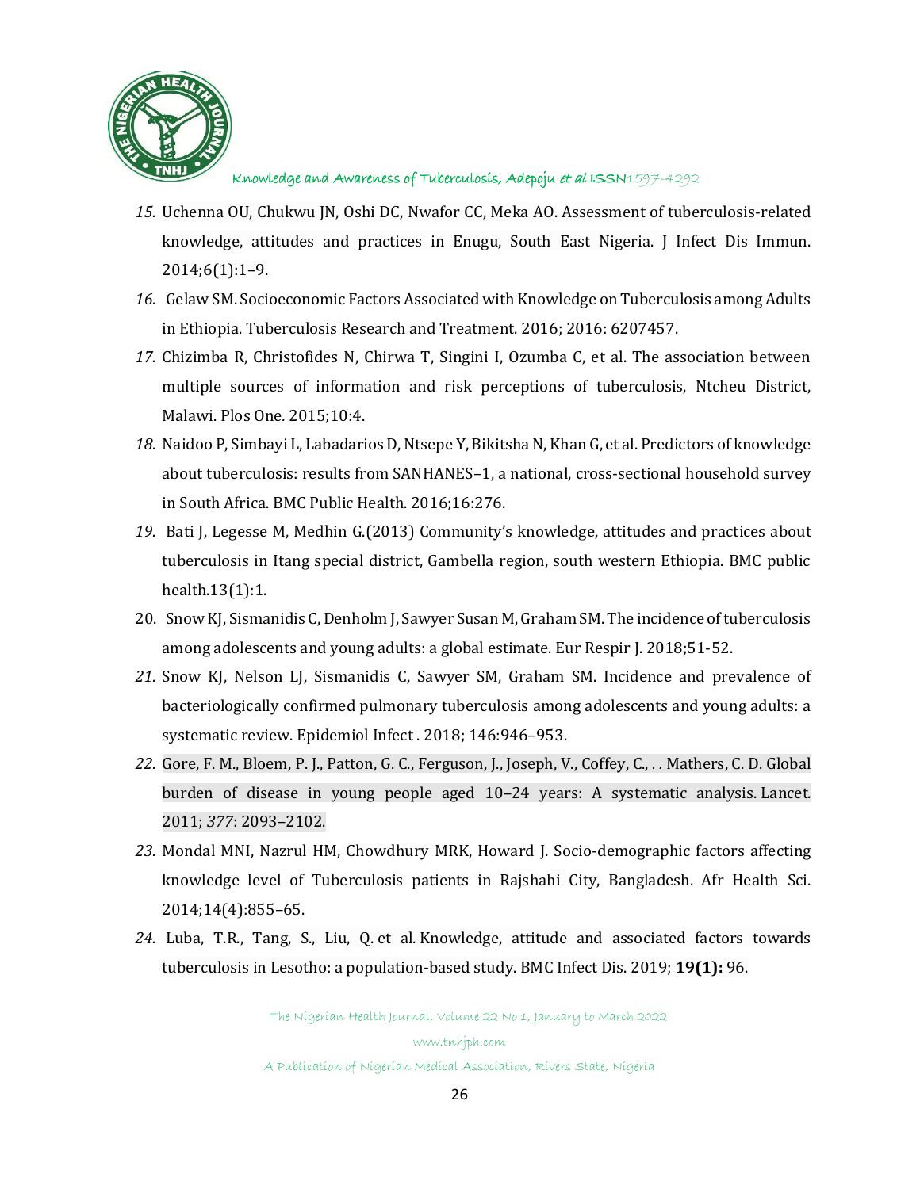15. Uchenna OU, Chukwu JN, Oshi DC, Nwafor CC, Meka AO. Assessment of tuberculosis-related knowledge, attitudes and practices in Enugu, South East Nigeria. J Infect Dis Immun. 2014;6(1):1–9.
16. Gelaw SM. Socioeconomic Factors Associated with Knowledge on Tuberculosis among Adults in Ethiopia. Tuberculosis Research and Treatment. 2016; 2016: 6207457.
17. Chizimba R, Christofides N, Chirwa T, Singini I, Ozumba C, et al. The association between multiple sources of information and risk perceptions of tuberculosis, Ntcheu District, Malawi. Plos One. 2015;10:4.
18. Naidoo P, Simbayi L, Labadarios D, Ntsepe Y, Bikitsha N, Khan G, et al. Predictors of knowledge about tuberculosis: results from SANHANES–1, a national, cross-sectional household survey in South Africa. BMC Public Health. 2016;16:276.
19. Bati J, Legesse M, Medhin G.(2013) Community's knowledge, attitudes and practices about tuberculosis in Itang special district, Gambella region, south western Ethiopia. BMC public health.13(1):1.
20. Snow KJ, Sismanidis C, Denholm J, Sawyer Susan M, Graham SM. The incidence of tuberculosis among adolescents and young adults: a global estimate. Eur Respir J. 2018;51-52.
21. Snow KJ, Nelson LJ, Sismanidis C, Sawyer SM, Graham SM. Incidence and prevalence of bacteriologically confirmed pulmonary tuberculosis among adolescents and young adults: a systematic review. Epidemiol Infect . 2018; 146:946–953.
22. Gore, F. M., Bloem, P. J., Patton, G. C., Ferguson, J., Joseph, V., Coffey, C., . . Mathers, C. D. Global burden of disease in young people aged 10–24 years: A systematic analysis. Lancet. 2011; *377*: 2093–2102.
23. Mondal MNI, Nazrul HM, Chowdhury MRK, Howard J. Socio-demographic factors affecting knowledge level of Tuberculosis patients in Rajshahi City, Bangladesh. Afr Health Sci. 2014;14(4):855–65.
24. Luba, T.R., Tang, S., Liu, Q. et al. Knowledge, attitude and associated factors towards tuberculosis in Lesotho: a population-based study. BMC Infect Dis. 2019; **19(1):** 96.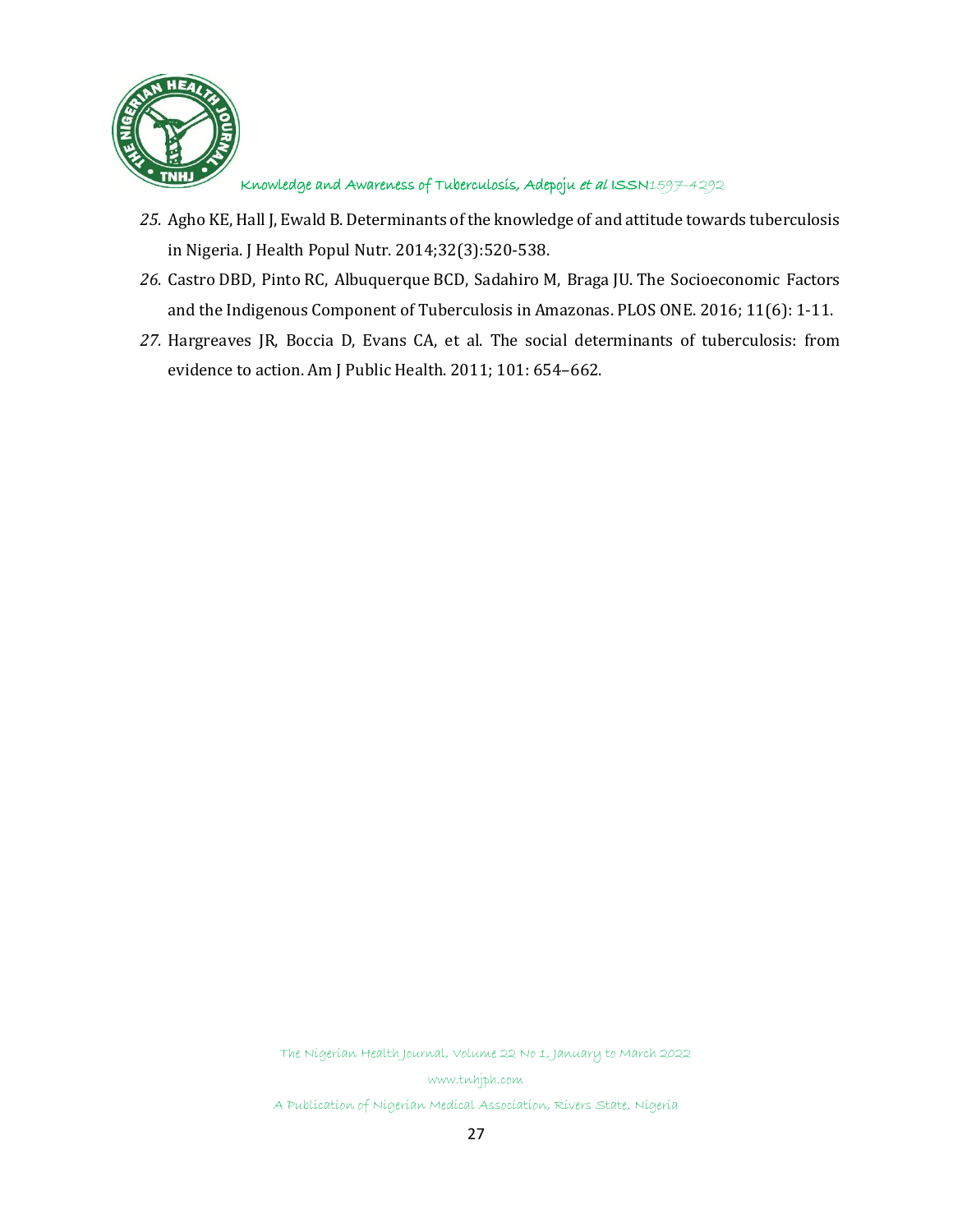25. Agho KE, Hall J, Ewald B. Determinants of the knowledge of and attitude towards tuberculosis in Nigeria. J Health Popul Nutr. 2014;32(3):520-538.
26. Castro DBD, Pinto RC, Albuquerque BCD, Sadahiro M, Braga JU. The Socioeconomic Factors and the Indigenous Component of Tuberculosis in Amazonas. PLOS ONE. 2016; 11(6): 1-11.
27. Hargreaves JR, Boccia D, Evans CA, et al. The social determinants of tuberculosis: from evidence to action. Am J Public Health. 2011; 101: 654–662.